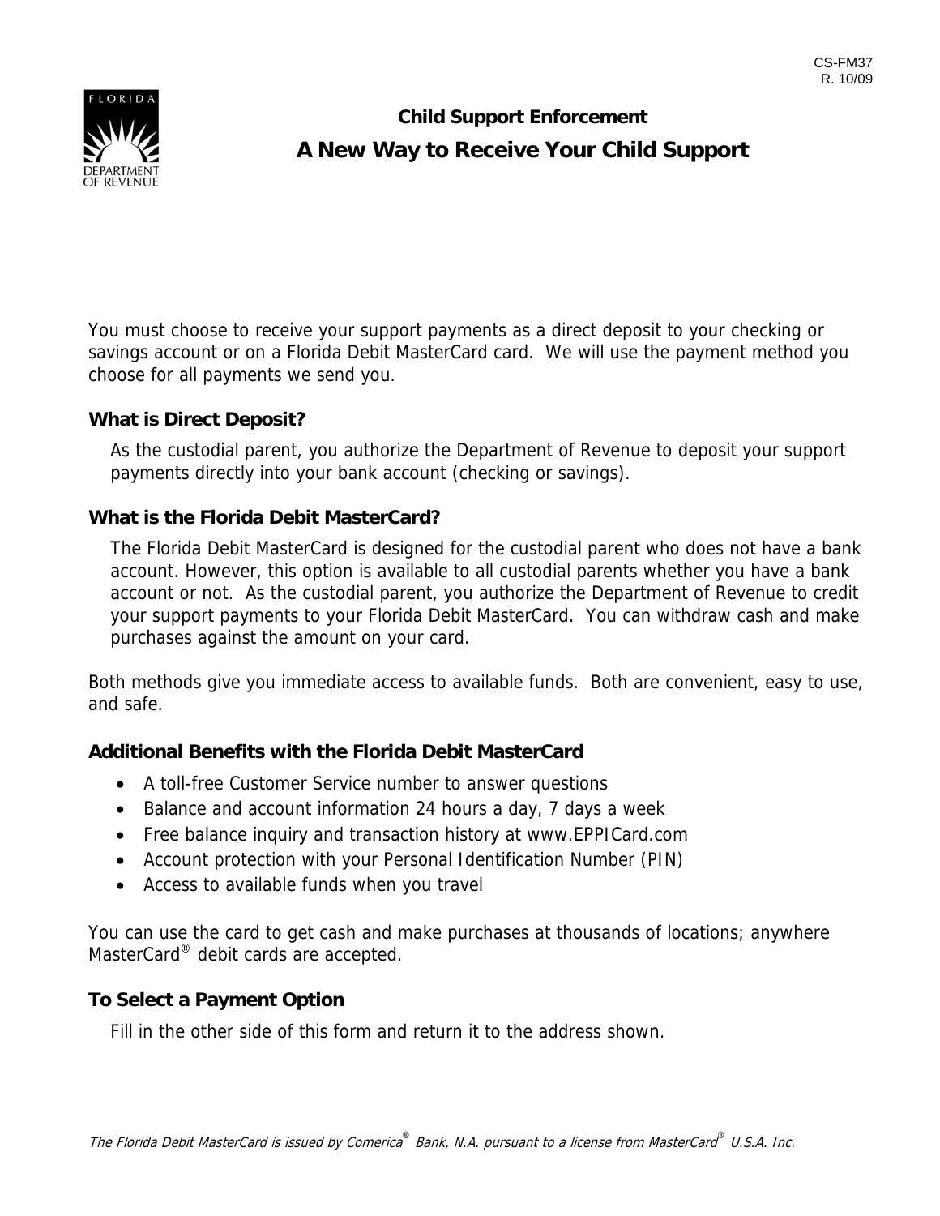CS-FM37
R. 10/09

FLORIDA DEPARTMENT OF REVENUE

## Child Support Enforcement

# A New Way to Receive Your Child Support

You must choose to receive your support payments as a direct deposit to your checking or savings account or on a Florida Debit MasterCard card. We will use the payment method you choose for all payments we send you.

### What is Direct Deposit?

As the custodial parent, you authorize the Department of Revenue to deposit your support payments directly into your bank account (checking or savings).

### What is the Florida Debit MasterCard?

The Florida Debit MasterCard is designed for the custodial parent who does not have a bank account. However, this option is available to all custodial parents whether you have a bank account or not. As the custodial parent, you authorize the Department of Revenue to credit your support payments to your Florida Debit MasterCard. You can withdraw cash and make purchases against the amount on your card.

Both methods give you immediate access to available funds. Both are convenient, easy to use, and safe.

### Additional Benefits with the Florida Debit MasterCard

- A toll-free Customer Service number to answer questions
- Balance and account information 24 hours a day, 7 days a week
- Free balance inquiry and transaction history at www.EPPICard.com
- Account protection with your Personal Identification Number (PIN)
- Access to available funds when you travel

You can use the card to get cash and make purchases at thousands of locations; anywhere MasterCard® debit cards are accepted.

### To Select a Payment Option

Fill in the other side of this form and return it to the address shown.

*The Florida Debit MasterCard is issued by Comerica® Bank, N.A. pursuant to a license from MasterCard® U.S.A. Inc.*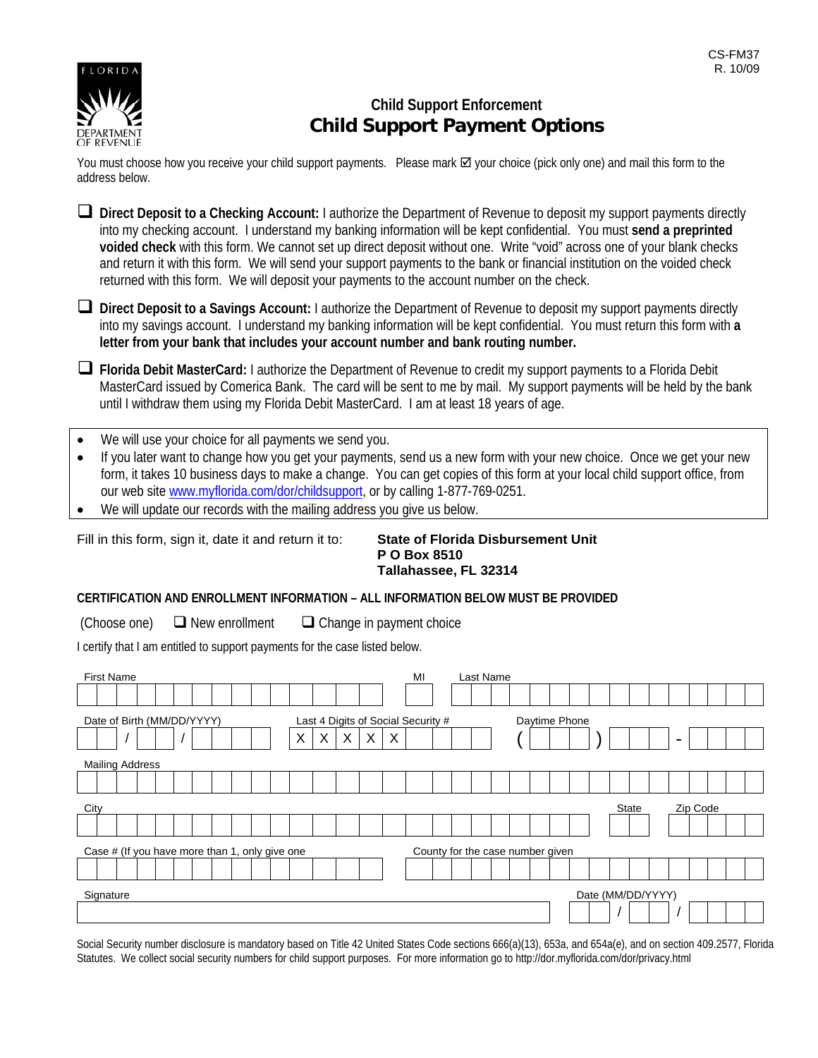CS-FM37
R. 10/09

FLORIDA DEPARTMENT OF REVENUE

## Child Support Enforcement
# Child Support Payment Options

You must choose how you receive your child support payments. Please mark ☑ your choice (pick only one) and mail this form to the address below.

❑ **Direct Deposit to a Checking Account:** I authorize the Department of Revenue to deposit my support payments directly into my checking account. I understand my banking information will be kept confidential. You must **send a preprinted voided check** with this form. We cannot set up direct deposit without one. Write "void" across one of your blank checks and return it with this form. We will send your support payments to the bank or financial institution on the voided check returned with this form. We will deposit your payments to the account number on the check.

❑ **Direct Deposit to a Savings Account:** I authorize the Department of Revenue to deposit my support payments directly into my savings account. I understand my banking information will be kept confidential. You must return this form with **a letter from your bank that includes your account number and bank routing number.**

❑ **Florida Debit MasterCard:** I authorize the Department of Revenue to credit my support payments to a Florida Debit MasterCard issued by Comerica Bank. The card will be sent to me by mail. My support payments will be held by the bank until I withdraw them using my Florida Debit MasterCard. I am at least 18 years of age.

- We will use your choice for all payments we send you.
- If you later want to change how you get your payments, send us a new form with your new choice. Once we get your new form, it takes 10 business days to make a change. You can get copies of this form at your local child support office, from our web site www.myflorida.com/dor/childsupport, or by calling 1-877-769-0251.
- We will update our records with the mailing address you give us below.

Fill in this form, sign it, date it and return it to:

**State of Florida Disbursement Unit**
**P O Box 8510**
**Tallahassee, FL 32314**

**CERTIFICATION AND ENROLLMENT INFORMATION – ALL INFORMATION BELOW MUST BE PROVIDED**

(Choose one) ❑ New enrollment ❑ Change in payment choice

I certify that I am entitled to support payments for the case listed below.

First Name | MI | Last Name

Date of Birth (MM/DD/YYYY) ___ / ___ / ____ | Last 4 Digits of Social Security # X X X X X ____ | Daytime Phone ( ___ ) ___ - ____

Mailing Address

City | State | Zip Code

Case # (If you have more than 1, only give one | County for the case number given

Signature | Date (MM/DD/YYYY) ___ / ___ / ____

Social Security number disclosure is mandatory based on Title 42 United States Code sections 666(a)(13), 653a, and 654a(e), and on section 409.2577, Florida Statutes. We collect social security numbers for child support purposes. For more information go to http://dor.myflorida.com/dor/privacy.html